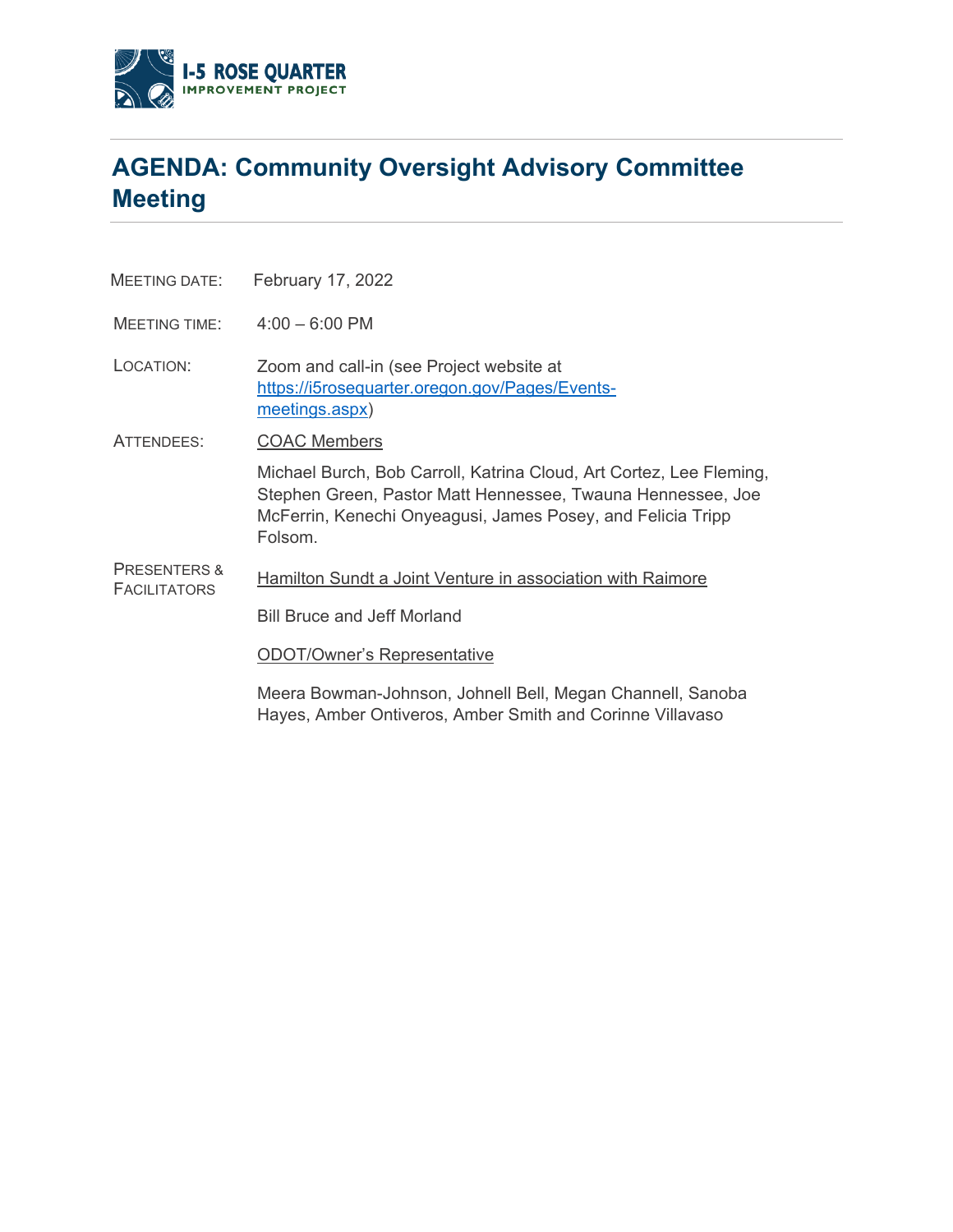I-5 ROSE QUARTER
IMPROVEMENT PROJECT

# AGENDA: Community Oversight Advisory Committee Meeting

MEETING DATE: February 17, 2022

MEETING TIME: 4:00 – 6:00 PM

LOCATION: Zoom and call-in (see Project website at [https://i5rosequarter.oregon.gov/Pages/Events-meetings.aspx](https://i5rosequarter.oregon.gov/Pages/Events-meetings.aspx))

ATTENDEES: COAC Members

Michael Burch, Bob Carroll, Katrina Cloud, Art Cortez, Lee Fleming, Stephen Green, Pastor Matt Hennessee, Twauna Hennessee, Joe McFerrin, Kenechi Onyeagusi, James Posey, and Felicia Tripp Folsom.

PRESENTERS & FACILITATORS: Hamilton Sundt a Joint Venture in association with Raimore

Bill Bruce and Jeff Morland

ODOT/Owner's Representative

Meera Bowman-Johnson, Johnell Bell, Megan Channell, Sanoba Hayes, Amber Ontiveros, Amber Smith and Corinne Villavaso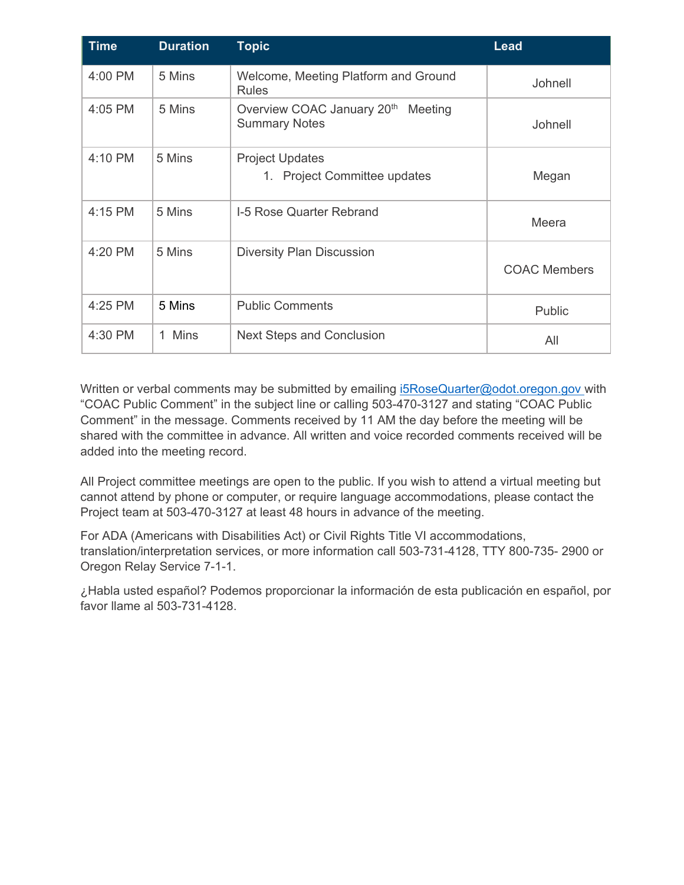| Time | Duration | Topic | Lead |
|---|---|---|---|
| 4:00 PM | 5 Mins | Welcome, Meeting Platform and Ground Rules | Johnell |
| 4:05 PM | 5 Mins | Overview COAC January 20th Meeting Summary Notes | Johnell |
| 4:10 PM | 5 Mins | Project Updates<br>1. Project Committee updates | Megan |
| 4:15 PM | 5 Mins | I-5 Rose Quarter Rebrand | Meera |
| 4:20 PM | 5 Mins | Diversity Plan Discussion | COAC Members |
| 4:25 PM | 5 Mins | Public Comments | Public |
| 4:30 PM | 1 Mins | Next Steps and Conclusion | All |

Written or verbal comments may be submitted by emailing i5RoseQuarter@odot.oregon.gov with "COAC Public Comment" in the subject line or calling 503-470-3127 and stating "COAC Public Comment" in the message. Comments received by 11 AM the day before the meeting will be shared with the committee in advance. All written and voice recorded comments received will be added into the meeting record.

All Project committee meetings are open to the public. If you wish to attend a virtual meeting but cannot attend by phone or computer, or require language accommodations, please contact the Project team at 503-470-3127 at least 48 hours in advance of the meeting.

For ADA (Americans with Disabilities Act) or Civil Rights Title VI accommodations, translation/interpretation services, or more information call 503-731-4128, TTY 800-735- 2900 or Oregon Relay Service 7-1-1.

¿Habla usted español? Podemos proporcionar la información de esta publicación en español, por favor llame al 503-731-4128.